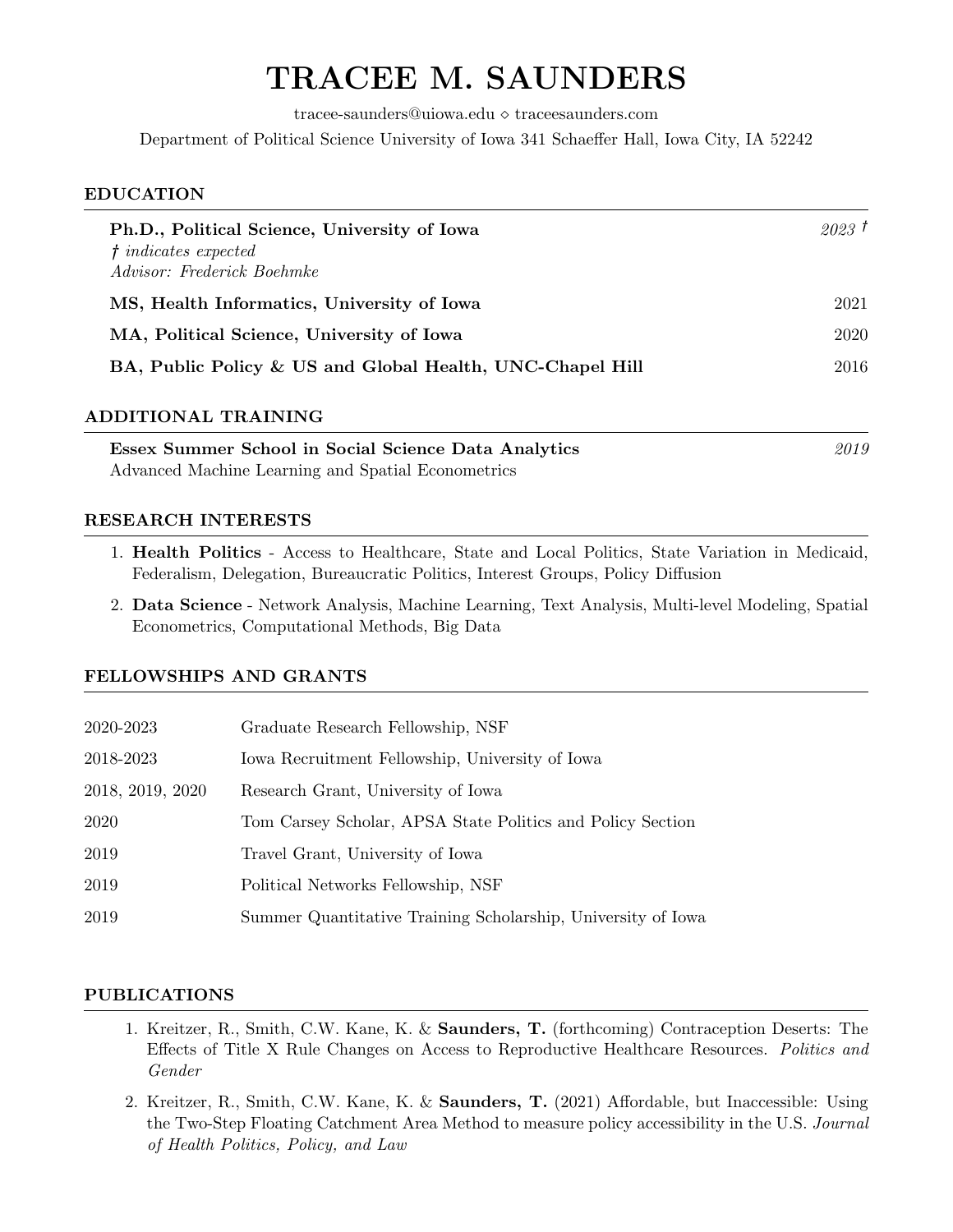# TRACEE M. SAUNDERS

tracee-saunders@uiowa.edu ◇ traceesaunders.com

Department of Political Science University of Iowa 341 Schaeffer Hall, Iowa City, IA 52242

## EDUCATION

**Ph.D., Political Science, University of Iowa** — *2023 †*
*† indicates expected*
*Advisor: Frederick Boehmke*

**MS, Health Informatics, University of Iowa** — 2021

**MA, Political Science, University of Iowa** — 2020

**BA, Public Policy & US and Global Health, UNC-Chapel Hill** — 2016

## ADDITIONAL TRAINING

**Essex Summer School in Social Science Data Analytics** — *2019*
Advanced Machine Learning and Spatial Econometrics

## RESEARCH INTERESTS

1. **Health Politics** - Access to Healthcare, State and Local Politics, State Variation in Medicaid, Federalism, Delegation, Bureaucratic Politics, Interest Groups, Policy Diffusion
2. **Data Science** - Network Analysis, Machine Learning, Text Analysis, Multi-level Modeling, Spatial Econometrics, Computational Methods, Big Data

## FELLOWSHIPS AND GRANTS

| | |
|---|---|
| 2020-2023 | Graduate Research Fellowship, NSF |
| 2018-2023 | Iowa Recruitment Fellowship, University of Iowa |
| 2018, 2019, 2020 | Research Grant, University of Iowa |
| 2020 | Tom Carsey Scholar, APSA State Politics and Policy Section |
| 2019 | Travel Grant, University of Iowa |
| 2019 | Political Networks Fellowship, NSF |
| 2019 | Summer Quantitative Training Scholarship, University of Iowa |

## PUBLICATIONS

1. Kreitzer, R., Smith, C.W. Kane, K. & **Saunders, T.** (forthcoming) Contraception Deserts: The Effects of Title X Rule Changes on Access to Reproductive Healthcare Resources. *Politics and Gender*
2. Kreitzer, R., Smith, C.W. Kane, K. & **Saunders, T.** (2021) Affordable, but Inaccessible: Using the Two-Step Floating Catchment Area Method to measure policy accessibility in the U.S. *Journal of Health Politics, Policy, and Law*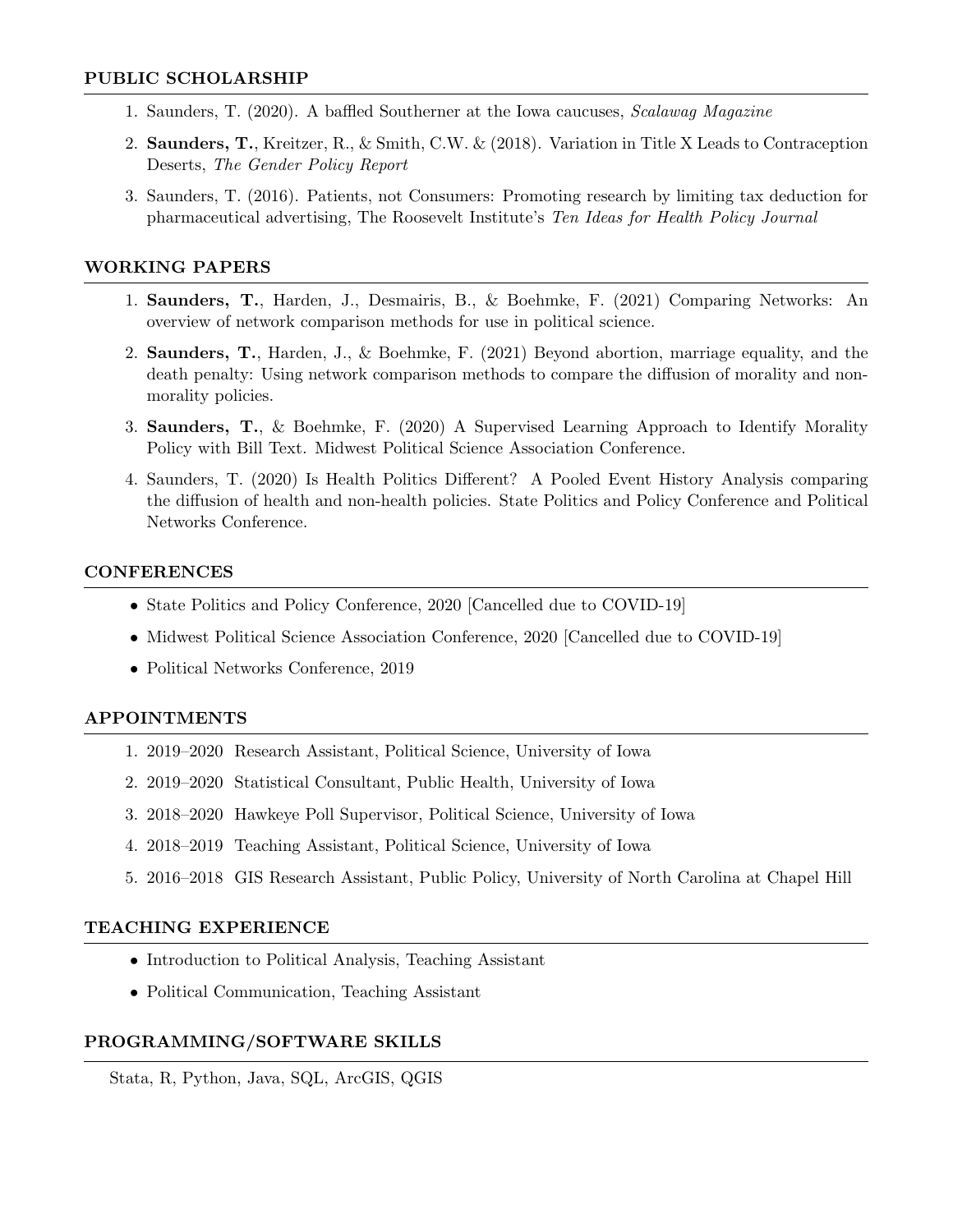## PUBLIC SCHOLARSHIP

1. Saunders, T. (2020). A baffled Southerner at the Iowa caucuses, *Scalawag Magazine*
2. **Saunders, T.**, Kreitzer, R., & Smith, C.W. & (2018). Variation in Title X Leads to Contraception Deserts, *The Gender Policy Report*
3. Saunders, T. (2016). Patients, not Consumers: Promoting research by limiting tax deduction for pharmaceutical advertising, The Roosevelt Institute's *Ten Ideas for Health Policy Journal*

## WORKING PAPERS

1. **Saunders, T.**, Harden, J., Desmairis, B., & Boehmke, F. (2021) Comparing Networks: An overview of network comparison methods for use in political science.
2. **Saunders, T.**, Harden, J., & Boehmke, F. (2021) Beyond abortion, marriage equality, and the death penalty: Using network comparison methods to compare the diffusion of morality and non-morality policies.
3. **Saunders, T.**, & Boehmke, F. (2020) A Supervised Learning Approach to Identify Morality Policy with Bill Text. Midwest Political Science Association Conference.
4. Saunders, T. (2020) Is Health Politics Different? A Pooled Event History Analysis comparing the diffusion of health and non-health policies. State Politics and Policy Conference and Political Networks Conference.

## CONFERENCES

- State Politics and Policy Conference, 2020 [Cancelled due to COVID-19]
- Midwest Political Science Association Conference, 2020 [Cancelled due to COVID-19]
- Political Networks Conference, 2019

## APPOINTMENTS

1. 2019–2020 Research Assistant, Political Science, University of Iowa
2. 2019–2020 Statistical Consultant, Public Health, University of Iowa
3. 2018–2020 Hawkeye Poll Supervisor, Political Science, University of Iowa
4. 2018–2019 Teaching Assistant, Political Science, University of Iowa
5. 2016–2018 GIS Research Assistant, Public Policy, University of North Carolina at Chapel Hill

## TEACHING EXPERIENCE

- Introduction to Political Analysis, Teaching Assistant
- Political Communication, Teaching Assistant

## PROGRAMMING/SOFTWARE SKILLS

Stata, R, Python, Java, SQL, ArcGIS, QGIS